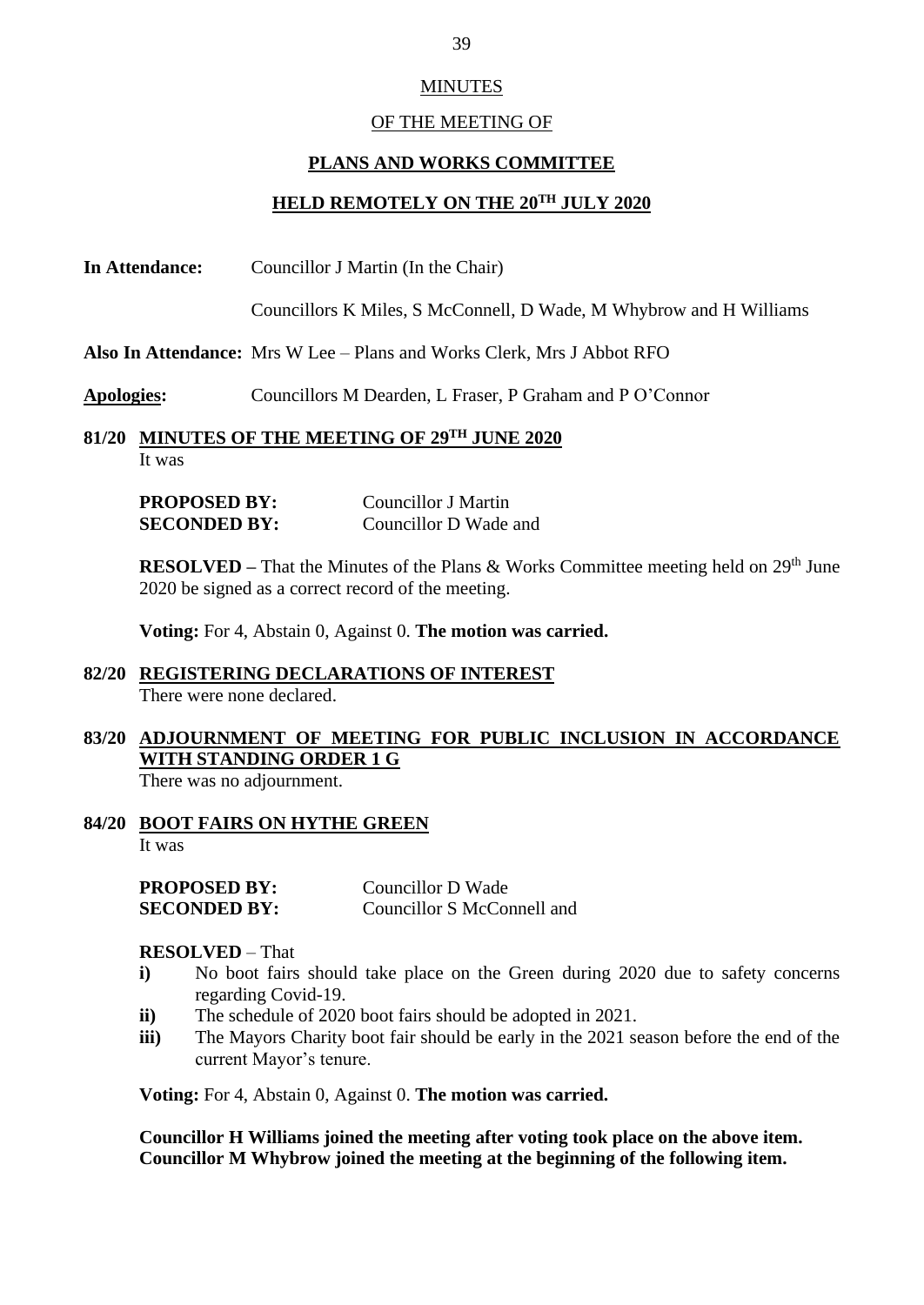# MINUTES

## OF THE MEETING OF

## PLANS AND WORKS COMMITTEE

## HELD REMOTELY ON THE 20TH JULY 2020

**In Attendance:** Councillor J Martin (In the Chair)

Councillors K Miles, S McConnell, D Wade, M Whybrow and H Williams

**Also In Attendance:** Mrs W Lee – Plans and Works Clerk, Mrs J Abbot RFO

**Apologies:** Councillors M Dearden, L Fraser, P Graham and P O'Connor

### 81/20 MINUTES OF THE MEETING OF 29TH JUNE 2020

It was

| | |
|---|---|
| **PROPOSED BY:** | Councillor J Martin |
| **SECONDED BY:** | Councillor D Wade and |

**RESOLVED –** That the Minutes of the Plans & Works Committee meeting held on 29th June 2020 be signed as a correct record of the meeting.

**Voting:** For 4, Abstain 0, Against 0. **The motion was carried.**

### 82/20 REGISTERING DECLARATIONS OF INTEREST

There were none declared.

### 83/20 ADJOURNMENT OF MEETING FOR PUBLIC INCLUSION IN ACCORDANCE WITH STANDING ORDER 1 G

There was no adjournment.

### 84/20 BOOT FAIRS ON HYTHE GREEN

It was

| | |
|---|---|
| **PROPOSED BY:** | Councillor D Wade |
| **SECONDED BY:** | Councillor S McConnell and |

**RESOLVED** – That

- **i)** No boot fairs should take place on the Green during 2020 due to safety concerns regarding Covid-19.
- **ii)** The schedule of 2020 boot fairs should be adopted in 2021.
- **iii)** The Mayors Charity boot fair should be early in the 2021 season before the end of the current Mayor's tenure.

**Voting:** For 4, Abstain 0, Against 0. **The motion was carried.**

**Councillor H Williams joined the meeting after voting took place on the above item.**
**Councillor M Whybrow joined the meeting at the beginning of the following item.**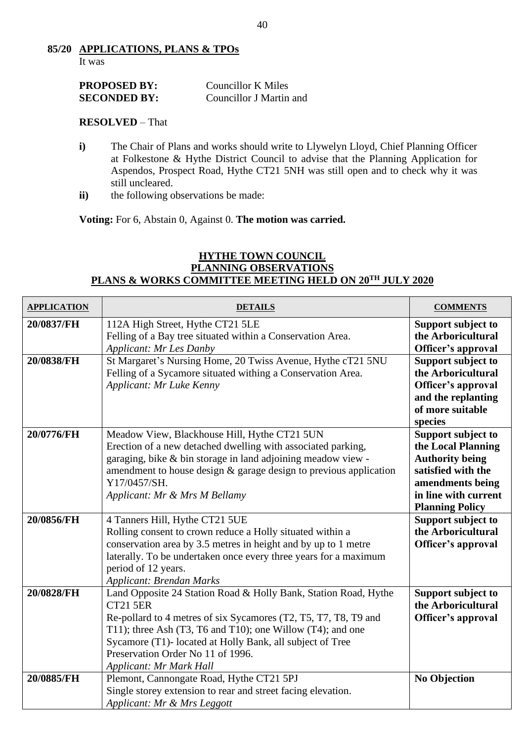**85/20 APPLICATIONS, PLANS & TPOs**

It was

**PROPOSED BY:** Councillor K Miles
**SECONDED BY:** Councillor J Martin and

**RESOLVED** – That

- **i)** The Chair of Plans and works should write to Llywelyn Lloyd, Chief Planning Officer at Folkestone & Hythe District Council to advise that the Planning Application for Aspendos, Prospect Road, Hythe CT21 5NH was still open and to check why it was still uncleared.
- **ii)** the following observations be made:

**Voting:** For 6, Abstain 0, Against 0. **The motion was carried.**

## HYTHE TOWN COUNCIL
## PLANNING OBSERVATIONS
## PLANS & WORKS COMMITTEE MEETING HELD ON 20TH JULY 2020

| APPLICATION | DETAILS | COMMENTS |
|---|---|---|
| **20/0837/FH** | 112A High Street, Hythe CT21 5LE<br>Felling of a Bay tree situated within a Conservation Area.<br>*Applicant: Mr Les Danby* | **Support subject to the Arboricultural Officer's approval** |
| **20/0838/FH** | St Margaret's Nursing Home, 20 Twiss Avenue, Hythe cT21 5NU<br>Felling of a Sycamore situated withing a Conservation Area.<br>*Applicant: Mr Luke Kenny* | **Support subject to the Arboricultural Officer's approval and the replanting of more suitable species** |
| **20/0776/FH** | Meadow View, Blackhouse Hill, Hythe CT21 5UN<br>Erection of a new detached dwelling with associated parking, garaging, bike & bin storage in land adjoining meadow view - amendment to house design & garage design to previous application Y17/0457/SH.<br>*Applicant: Mr & Mrs M Bellamy* | **Support subject to the Local Planning Authority being satisfied with the amendments being in line with current Planning Policy** |
| **20/0856/FH** | 4 Tanners Hill, Hythe CT21 5UE<br>Rolling consent to crown reduce a Holly situated within a conservation area by 3.5 metres in height and by up to 1 metre laterally. To be undertaken once every three years for a maximum period of 12 years.<br>*Applicant: Brendan Marks* | **Support subject to the Arboricultural Officer's approval** |
| **20/0828/FH** | Land Opposite 24 Station Road & Holly Bank, Station Road, Hythe CT21 5ER<br>Re-pollard to 4 metres of six Sycamores (T2, T5, T7, T8, T9 and T11); three Ash (T3, T6 and T10); one Willow (T4); and one Sycamore (T1)- located at Holly Bank, all subject of Tree Preservation Order No 11 of 1996.<br>*Applicant: Mr Mark Hall* | **Support subject to the Arboricultural Officer's approval** |
| **20/0885/FH** | Plemont, Cannongate Road, Hythe CT21 5PJ<br>Single storey extension to rear and street facing elevation.<br>*Applicant: Mr & Mrs Leggott* | **No Objection** |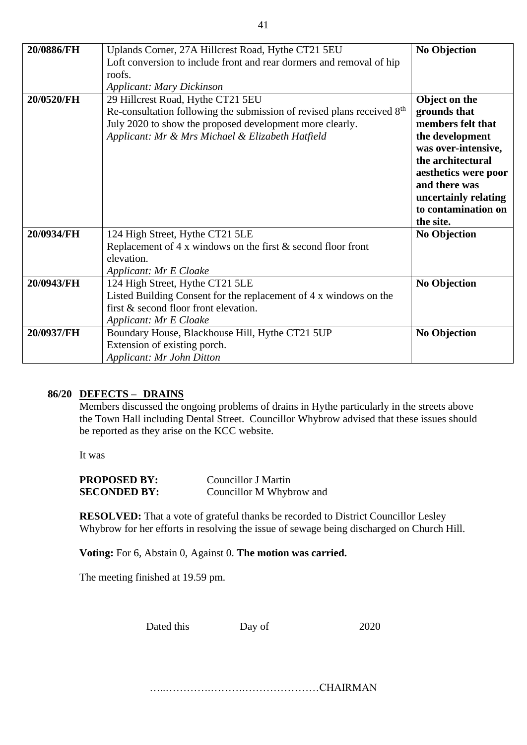| | | |
|---|---|---|
| **20/0886/FH** | Uplands Corner, 27A Hillcrest Road, Hythe CT21 5EU<br>Loft conversion to include front and rear dormers and removal of hip roofs.<br>*Applicant: Mary Dickinson* | **No Objection** |
| **20/0520/FH** | 29 Hillcrest Road, Hythe CT21 5EU<br>Re-consultation following the submission of revised plans received 8th July 2020 to show the proposed development more clearly.<br>*Applicant: Mr & Mrs Michael & Elizabeth Hatfield* | **Object on the grounds that members felt that the development was over-intensive, the architectural aesthetics were poor and there was uncertainly relating to contamination on the site.** |
| **20/0934/FH** | 124 High Street, Hythe CT21 5LE<br>Replacement of 4 x windows on the first & second floor front elevation.<br>*Applicant: Mr E Cloake* | **No Objection** |
| **20/0943/FH** | 124 High Street, Hythe CT21 5LE<br>Listed Building Consent for the replacement of 4 x windows on the first & second floor front elevation.<br>*Applicant: Mr E Cloake* | **No Objection** |
| **20/0937/FH** | Boundary House, Blackhouse Hill, Hythe CT21 5UP<br>Extension of existing porch.<br>*Applicant: Mr John Ditton* | **No Objection** |

**86/20 DEFECTS – DRAINS**

Members discussed the ongoing problems of drains in Hythe particularly in the streets above the Town Hall including Dental Street. Councillor Whybrow advised that these issues should be reported as they arise on the KCC website.

It was

**PROPOSED BY:** Councillor J Martin
**SECONDED BY:** Councillor M Whybrow and

**RESOLVED:** That a vote of grateful thanks be recorded to District Councillor Lesley Whybrow for her efforts in resolving the issue of sewage being discharged on Church Hill.

**Voting:** For 6, Abstain 0, Against 0. **The motion was carried.**

The meeting finished at 19.59 pm.

Dated this Day of 2020

…..……….……….…………………CHAIRMAN